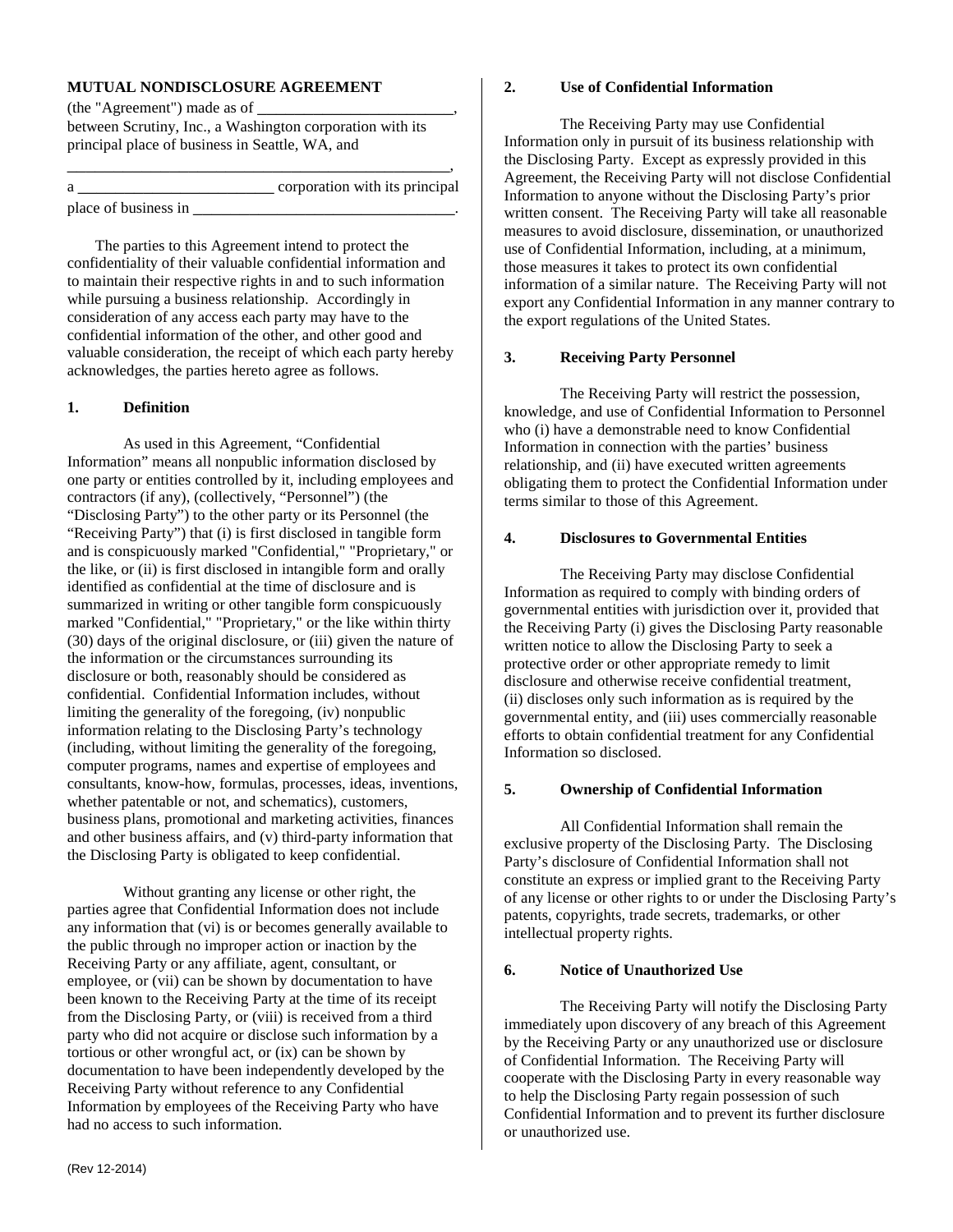**MUTUAL NONDISCLOSURE AGREEMENT**

(the "Agreement") made as of \_\_\_\_\_\_\_\_\_\_\_\_\_\_\_\_\_\_\_\_\_\_\_\_\_\_, between Scrutiny, Inc., a Washington corporation with its principal place of business in Seattle, WA, and \_\_\_\_\_\_\_\_\_\_\_\_\_\_\_\_\_\_\_\_\_\_\_\_\_\_\_\_\_\_\_\_\_\_\_\_\_\_\_\_\_\_\_\_\_\_\_\_\_\_\_, a \_\_\_\_\_\_\_\_\_\_\_\_\_\_\_\_\_\_\_\_\_\_\_\_\_\_ corporation with its principal place of business in \_\_\_\_\_\_\_\_\_\_\_\_\_\_\_\_\_\_\_\_\_\_\_\_\_\_\_\_\_\_\_\_\_\_.

The parties to this Agreement intend to protect the confidentiality of their valuable confidential information and to maintain their respective rights in and to such information while pursuing a business relationship. Accordingly in consideration of any access each party may have to the confidential information of the other, and other good and valuable consideration, the receipt of which each party hereby acknowledges, the parties hereto agree as follows.

**1. Definition**

As used in this Agreement, "Confidential Information" means all nonpublic information disclosed by one party or entities controlled by it, including employees and contractors (if any), (collectively, "Personnel") (the "Disclosing Party") to the other party or its Personnel (the "Receiving Party") that (i) is first disclosed in tangible form and is conspicuously marked "Confidential," "Proprietary," or the like, or (ii) is first disclosed in intangible form and orally identified as confidential at the time of disclosure and is summarized in writing or other tangible form conspicuously marked "Confidential," "Proprietary," or the like within thirty (30) days of the original disclosure, or (iii) given the nature of the information or the circumstances surrounding its disclosure or both, reasonably should be considered as confidential. Confidential Information includes, without limiting the generality of the foregoing, (iv) nonpublic information relating to the Disclosing Party's technology (including, without limiting the generality of the foregoing, computer programs, names and expertise of employees and consultants, know-how, formulas, processes, ideas, inventions, whether patentable or not, and schematics), customers, business plans, promotional and marketing activities, finances and other business affairs, and (v) third-party information that the Disclosing Party is obligated to keep confidential.

Without granting any license or other right, the parties agree that Confidential Information does not include any information that (vi) is or becomes generally available to the public through no improper action or inaction by the Receiving Party or any affiliate, agent, consultant, or employee, or (vii) can be shown by documentation to have been known to the Receiving Party at the time of its receipt from the Disclosing Party, or (viii) is received from a third party who did not acquire or disclose such information by a tortious or other wrongful act, or (ix) can be shown by documentation to have been independently developed by the Receiving Party without reference to any Confidential Information by employees of the Receiving Party who have had no access to such information.

**2. Use of Confidential Information**

The Receiving Party may use Confidential Information only in pursuit of its business relationship with the Disclosing Party. Except as expressly provided in this Agreement, the Receiving Party will not disclose Confidential Information to anyone without the Disclosing Party's prior written consent. The Receiving Party will take all reasonable measures to avoid disclosure, dissemination, or unauthorized use of Confidential Information, including, at a minimum, those measures it takes to protect its own confidential information of a similar nature. The Receiving Party will not export any Confidential Information in any manner contrary to the export regulations of the United States.

**3. Receiving Party Personnel**

The Receiving Party will restrict the possession, knowledge, and use of Confidential Information to Personnel who (i) have a demonstrable need to know Confidential Information in connection with the parties' business relationship, and (ii) have executed written agreements obligating them to protect the Confidential Information under terms similar to those of this Agreement.

**4. Disclosures to Governmental Entities**

The Receiving Party may disclose Confidential Information as required to comply with binding orders of governmental entities with jurisdiction over it, provided that the Receiving Party (i) gives the Disclosing Party reasonable written notice to allow the Disclosing Party to seek a protective order or other appropriate remedy to limit disclosure and otherwise receive confidential treatment, (ii) discloses only such information as is required by the governmental entity, and (iii) uses commercially reasonable efforts to obtain confidential treatment for any Confidential Information so disclosed.

**5. Ownership of Confidential Information**

All Confidential Information shall remain the exclusive property of the Disclosing Party. The Disclosing Party's disclosure of Confidential Information shall not constitute an express or implied grant to the Receiving Party of any license or other rights to or under the Disclosing Party's patents, copyrights, trade secrets, trademarks, or other intellectual property rights.

**6. Notice of Unauthorized Use**

The Receiving Party will notify the Disclosing Party immediately upon discovery of any breach of this Agreement by the Receiving Party or any unauthorized use or disclosure of Confidential Information. The Receiving Party will cooperate with the Disclosing Party in every reasonable way to help the Disclosing Party regain possession of such Confidential Information and to prevent its further disclosure or unauthorized use.

(Rev 12-2014)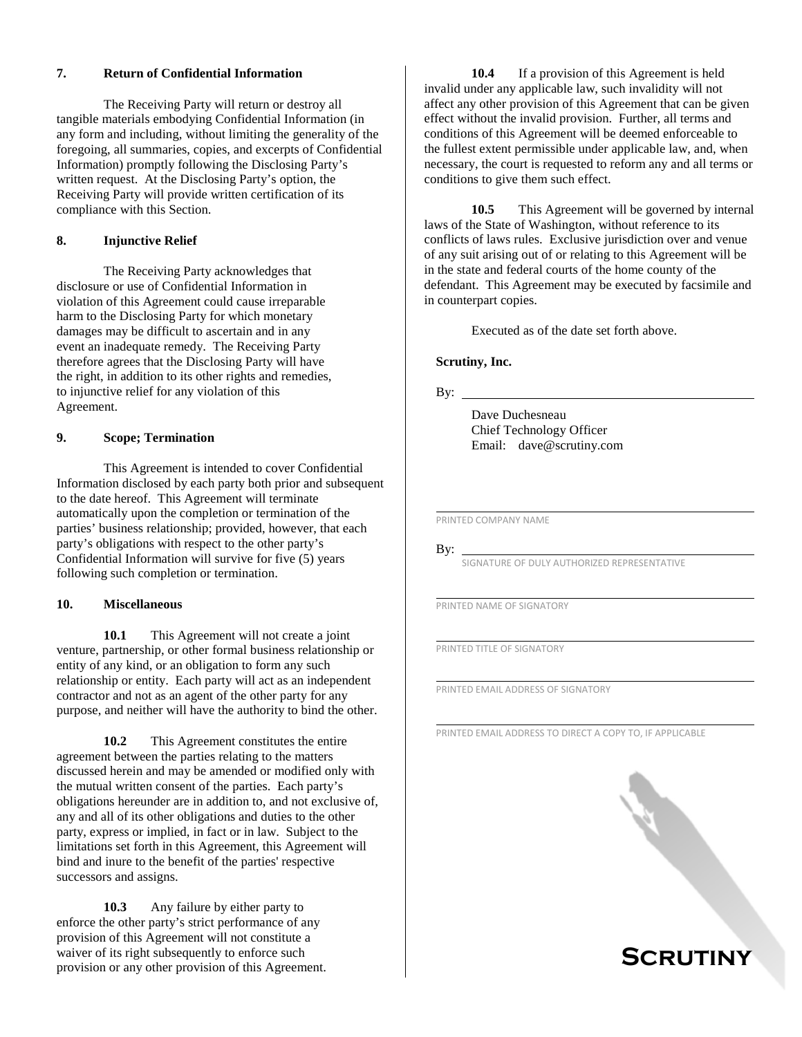## 7. Return of Confidential Information

The Receiving Party will return or destroy all tangible materials embodying Confidential Information (in any form and including, without limiting the generality of the foregoing, all summaries, copies, and excerpts of Confidential Information) promptly following the Disclosing Party's written request. At the Disclosing Party's option, the Receiving Party will provide written certification of its compliance with this Section.

## 8. Injunctive Relief

The Receiving Party acknowledges that disclosure or use of Confidential Information in violation of this Agreement could cause irreparable harm to the Disclosing Party for which monetary damages may be difficult to ascertain and in any event an inadequate remedy. The Receiving Party therefore agrees that the Disclosing Party will have the right, in addition to its other rights and remedies, to injunctive relief for any violation of this Agreement.

## 9. Scope; Termination

This Agreement is intended to cover Confidential Information disclosed by each party both prior and subsequent to the date hereof. This Agreement will terminate automatically upon the completion or termination of the parties' business relationship; provided, however, that each party's obligations with respect to the other party's Confidential Information will survive for five (5) years following such completion or termination.

## 10. Miscellaneous

**10.1** This Agreement will not create a joint venture, partnership, or other formal business relationship or entity of any kind, or an obligation to form any such relationship or entity. Each party will act as an independent contractor and not as an agent of the other party for any purpose, and neither will have the authority to bind the other.

**10.2** This Agreement constitutes the entire agreement between the parties relating to the matters discussed herein and may be amended or modified only with the mutual written consent of the parties. Each party's obligations hereunder are in addition to, and not exclusive of, any and all of its other obligations and duties to the other party, express or implied, in fact or in law. Subject to the limitations set forth in this Agreement, this Agreement will bind and inure to the benefit of the parties' respective successors and assigns.

**10.3** Any failure by either party to enforce the other party's strict performance of any provision of this Agreement will not constitute a waiver of its right subsequently to enforce such provision or any other provision of this Agreement.

**10.4** If a provision of this Agreement is held invalid under any applicable law, such invalidity will not affect any other provision of this Agreement that can be given effect without the invalid provision. Further, all terms and conditions of this Agreement will be deemed enforceable to the fullest extent permissible under applicable law, and, when necessary, the court is requested to reform any and all terms or conditions to give them such effect.

**10.5** This Agreement will be governed by internal laws of the State of Washington, without reference to its conflicts of laws rules. Exclusive jurisdiction over and venue of any suit arising out of or relating to this Agreement will be in the state and federal courts of the home county of the defendant. This Agreement may be executed by facsimile and in counterpart copies.

Executed as of the date set forth above.

**Scrutiny, Inc.**

By: ______________________________

Dave Duchesneau
Chief Technology Officer
Email: dave@scrutiny.com

______________________________
PRINTED COMPANY NAME

By: ______________________________
SIGNATURE OF DULY AUTHORIZED REPRESENTATIVE

______________________________
PRINTED NAME OF SIGNATORY

______________________________
PRINTED TITLE OF SIGNATORY

______________________________
PRINTED EMAIL ADDRESS OF SIGNATORY

______________________________
PRINTED EMAIL ADDRESS TO DIRECT A COPY TO, IF APPLICABLE

SCRUTINY